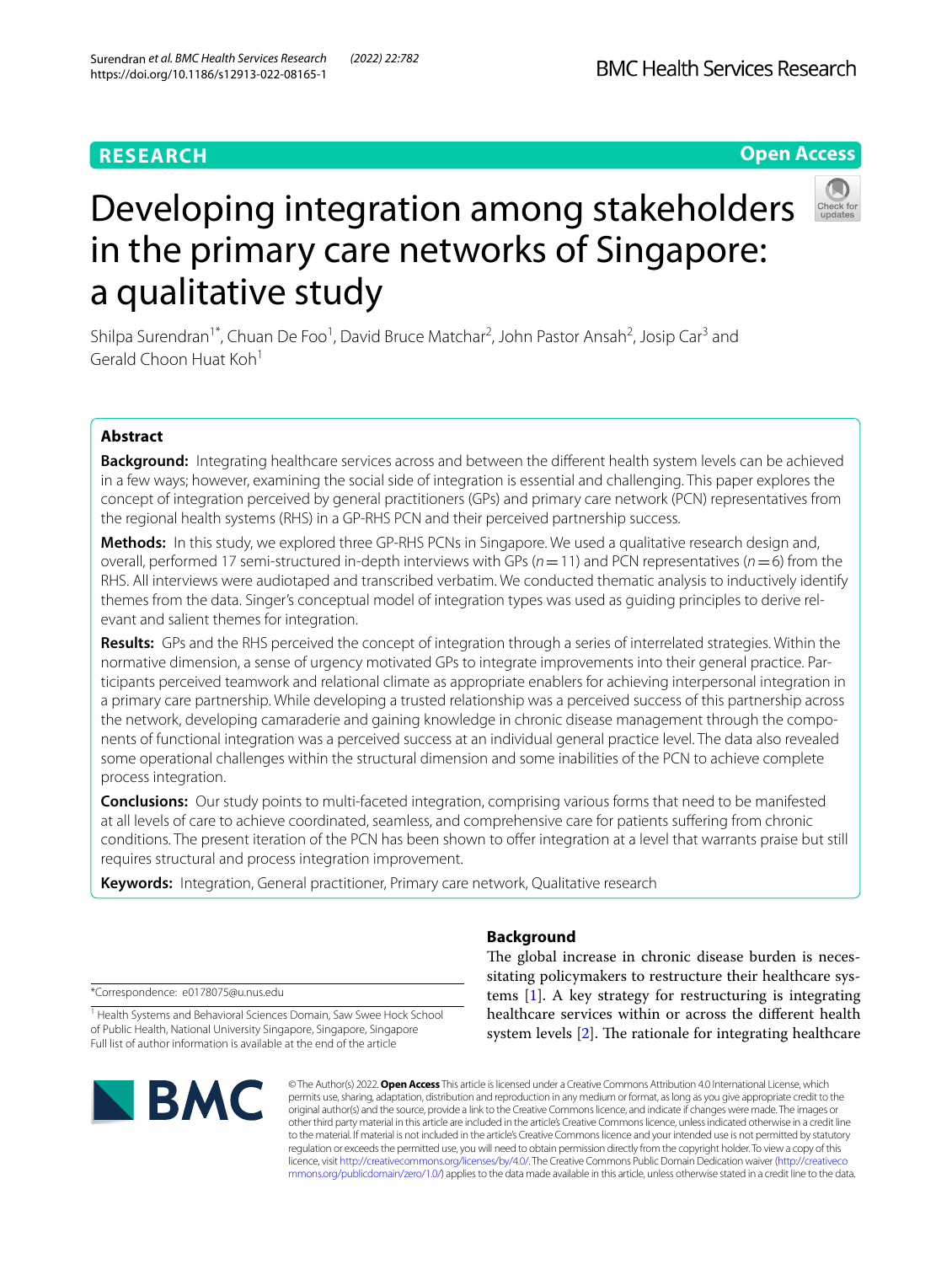RESEARCH

Open Access

# Developing integration among stakeholders in the primary care networks of Singapore: a qualitative study

Shilpa Surendran[1*], Chuan De Foo[1], David Bruce Matchar[2], John Pastor Ansah[2], Josip Car[3] and Gerald Choon Huat Koh[1]

## Abstract

**Background:** Integrating healthcare services across and between the different health system levels can be achieved in a few ways; however, examining the social side of integration is essential and challenging. This paper explores the concept of integration perceived by general practitioners (GPs) and primary care network (PCN) representatives from the regional health systems (RHS) in a GP-RHS PCN and their perceived partnership success.

**Methods:** In this study, we explored three GP-RHS PCNs in Singapore. We used a qualitative research design and, overall, performed 17 semi-structured in-depth interviews with GPs ($n = 11$) and PCN representatives ($n = 6$) from the RHS. All interviews were audiotaped and transcribed verbatim. We conducted thematic analysis to inductively identify themes from the data. Singer's conceptual model of integration types was used as guiding principles to derive relevant and salient themes for integration.

**Results:** GPs and the RHS perceived the concept of integration through a series of interrelated strategies. Within the normative dimension, a sense of urgency motivated GPs to integrate improvements into their general practice. Participants perceived teamwork and relational climate as appropriate enablers for achieving interpersonal integration in a primary care partnership. While developing a trusted relationship was a perceived success of this partnership across the network, developing camaraderie and gaining knowledge in chronic disease management through the components of functional integration was a perceived success at an individual general practice level. The data also revealed some operational challenges within the structural dimension and some inabilities of the PCN to achieve complete process integration.

**Conclusions:** Our study points to multi-faceted integration, comprising various forms that need to be manifested at all levels of care to achieve coordinated, seamless, and comprehensive care for patients suffering from chronic conditions. The present iteration of the PCN has been shown to offer integration at a level that warrants praise but still requires structural and process integration improvement.

**Keywords:** Integration, General practitioner, Primary care network, Qualitative research

## Background

The global increase in chronic disease burden is necessitating policymakers to restructure their healthcare systems [1]. A key strategy for restructuring is integrating healthcare services within or across the different health system levels [2]. The rationale for integrating healthcare

*Correspondence: e0178075@u.nus.edu

[1] Health Systems and Behavioral Sciences Domain, Saw Swee Hock School of Public Health, National University Singapore, Singapore, Singapore
Full list of author information is available at the end of the article

© The Author(s) 2022. **Open Access** This article is licensed under a Creative Commons Attribution 4.0 International License, which permits use, sharing, adaptation, distribution and reproduction in any medium or format, as long as you give appropriate credit to the original author(s) and the source, provide a link to the Creative Commons licence, and indicate if changes were made. The images or other third party material in this article are included in the article's Creative Commons licence, unless indicated otherwise in a credit line to the material. If material is not included in the article's Creative Commons licence and your intended use is not permitted by statutory regulation or exceeds the permitted use, you will need to obtain permission directly from the copyright holder. To view a copy of this licence, visit http://creativecommons.org/licenses/by/4.0/. The Creative Commons Public Domain Dedication waiver (http://creativecommons.org/publicdomain/zero/1.0/) applies to the data made available in this article, unless otherwise stated in a credit line to the data.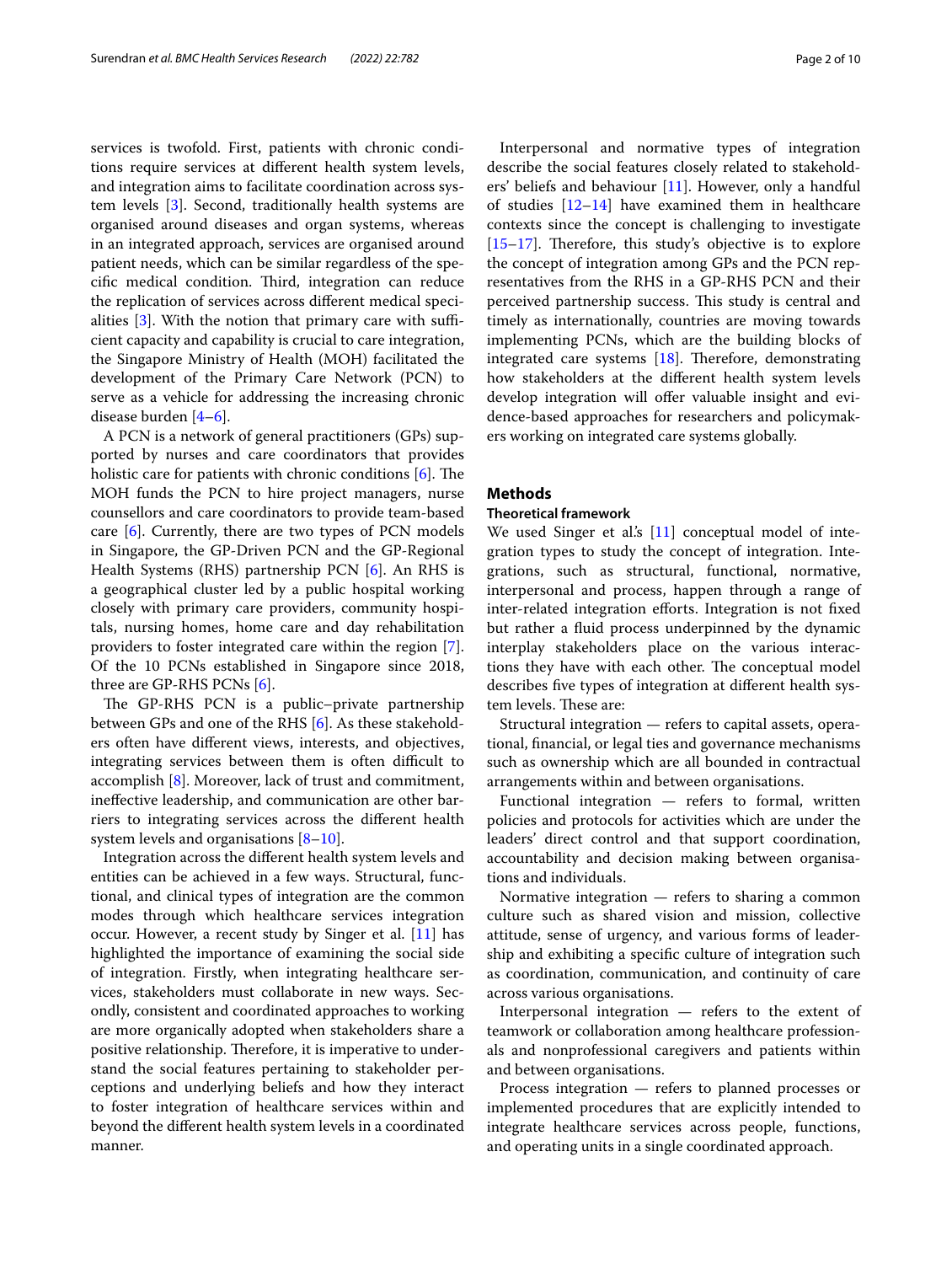services is twofold. First, patients with chronic conditions require services at different health system levels, and integration aims to facilitate coordination across system levels [3]. Second, traditionally health systems are organised around diseases and organ systems, whereas in an integrated approach, services are organised around patient needs, which can be similar regardless of the specific medical condition. Third, integration can reduce the replication of services across different medical specialities [3]. With the notion that primary care with sufficient capacity and capability is crucial to care integration, the Singapore Ministry of Health (MOH) facilitated the development of the Primary Care Network (PCN) to serve as a vehicle for addressing the increasing chronic disease burden [4–6].

A PCN is a network of general practitioners (GPs) supported by nurses and care coordinators that provides holistic care for patients with chronic conditions [6]. The MOH funds the PCN to hire project managers, nurse counsellors and care coordinators to provide team-based care [6]. Currently, there are two types of PCN models in Singapore, the GP-Driven PCN and the GP-Regional Health Systems (RHS) partnership PCN [6]. An RHS is a geographical cluster led by a public hospital working closely with primary care providers, community hospitals, nursing homes, home care and day rehabilitation providers to foster integrated care within the region [7]. Of the 10 PCNs established in Singapore since 2018, three are GP-RHS PCNs [6].

The GP-RHS PCN is a public–private partnership between GPs and one of the RHS [6]. As these stakeholders often have different views, interests, and objectives, integrating services between them is often difficult to accomplish [8]. Moreover, lack of trust and commitment, ineffective leadership, and communication are other barriers to integrating services across the different health system levels and organisations [8–10].

Integration across the different health system levels and entities can be achieved in a few ways. Structural, functional, and clinical types of integration are the common modes through which healthcare services integration occur. However, a recent study by Singer et al. [11] has highlighted the importance of examining the social side of integration. Firstly, when integrating healthcare services, stakeholders must collaborate in new ways. Secondly, consistent and coordinated approaches to working are more organically adopted when stakeholders share a positive relationship. Therefore, it is imperative to understand the social features pertaining to stakeholder perceptions and underlying beliefs and how they interact to foster integration of healthcare services within and beyond the different health system levels in a coordinated manner.

Interpersonal and normative types of integration describe the social features closely related to stakeholders' beliefs and behaviour [11]. However, only a handful of studies [12–14] have examined them in healthcare contexts since the concept is challenging to investigate [15–17]. Therefore, this study's objective is to explore the concept of integration among GPs and the PCN representatives from the RHS in a GP-RHS PCN and their perceived partnership success. This study is central and timely as internationally, countries are moving towards implementing PCNs, which are the building blocks of integrated care systems [18]. Therefore, demonstrating how stakeholders at the different health system levels develop integration will offer valuable insight and evidence-based approaches for researchers and policymakers working on integrated care systems globally.

## Methods

### Theoretical framework

We used Singer et al.'s [11] conceptual model of integration types to study the concept of integration. Integrations, such as structural, functional, normative, interpersonal and process, happen through a range of inter-related integration efforts. Integration is not fixed but rather a fluid process underpinned by the dynamic interplay stakeholders place on the various interactions they have with each other. The conceptual model describes five types of integration at different health system levels. These are:

Structural integration — refers to capital assets, operational, financial, or legal ties and governance mechanisms such as ownership which are all bounded in contractual arrangements within and between organisations.

Functional integration — refers to formal, written policies and protocols for activities which are under the leaders' direct control and that support coordination, accountability and decision making between organisations and individuals.

Normative integration — refers to sharing a common culture such as shared vision and mission, collective attitude, sense of urgency, and various forms of leadership and exhibiting a specific culture of integration such as coordination, communication, and continuity of care across various organisations.

Interpersonal integration — refers to the extent of teamwork or collaboration among healthcare professionals and nonprofessional caregivers and patients within and between organisations.

Process integration — refers to planned processes or implemented procedures that are explicitly intended to integrate healthcare services across people, functions, and operating units in a single coordinated approach.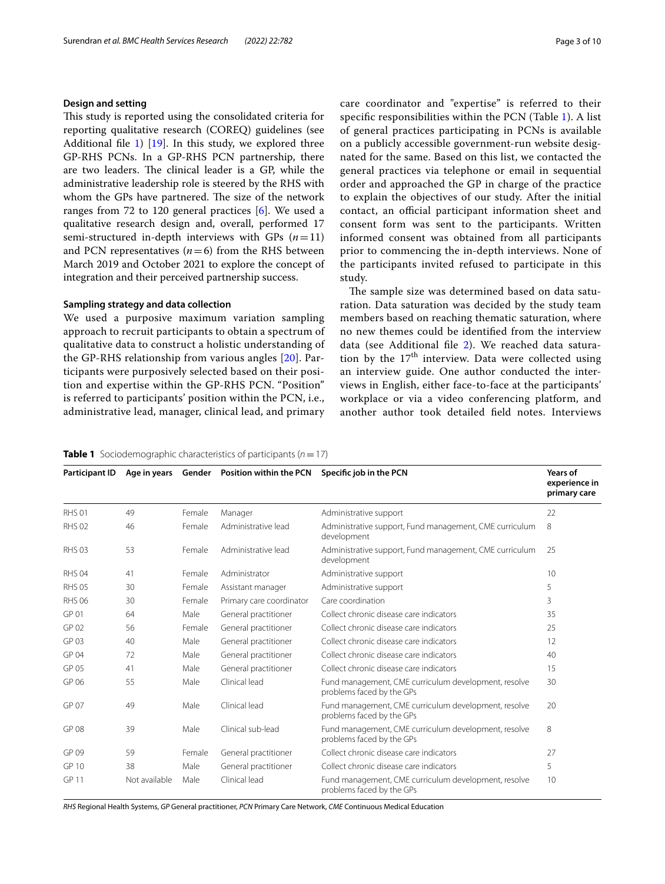### Design and setting

This study is reported using the consolidated criteria for reporting qualitative research (COREQ) guidelines (see Additional file 1) [19]. In this study, we explored three GP-RHS PCNs. In a GP-RHS PCN partnership, there are two leaders. The clinical leader is a GP, while the administrative leadership role is steered by the RHS with whom the GPs have partnered. The size of the network ranges from 72 to 120 general practices [6]. We used a qualitative research design and, overall, performed 17 semi-structured in-depth interviews with GPs ($n=11$) and PCN representatives ($n=6$) from the RHS between March 2019 and October 2021 to explore the concept of integration and their perceived partnership success.

### Sampling strategy and data collection

We used a purposive maximum variation sampling approach to recruit participants to obtain a spectrum of qualitative data to construct a holistic understanding of the GP-RHS relationship from various angles [20]. Participants were purposively selected based on their position and expertise within the GP-RHS PCN. "Position" is referred to participants' position within the PCN, i.e., administrative lead, manager, clinical lead, and primary care coordinator and "expertise" is referred to their specific responsibilities within the PCN (Table 1). A list of general practices participating in PCNs is available on a publicly accessible government-run website designated for the same. Based on this list, we contacted the general practices via telephone or email in sequential order and approached the GP in charge of the practice to explain the objectives of our study. After the initial contact, an official participant information sheet and consent form was sent to the participants. Written informed consent was obtained from all participants prior to commencing the in-depth interviews. None of the participants invited refused to participate in this study.

The sample size was determined based on data saturation. Data saturation was decided by the study team members based on reaching thematic saturation, where no new themes could be identified from the interview data (see Additional file 2). We reached data saturation by the 17th interview. Data were collected using an interview guide. One author conducted the interviews in English, either face-to-face at the participants' workplace or via a video conferencing platform, and another author took detailed field notes. Interviews

**Table 1** Sociodemographic characteristics of participants ($n=17$)

| Participant ID | Age in years | Gender | Position within the PCN | Specific job in the PCN | Years of experience in primary care |
|---|---|---|---|---|---|
| RHS 01 | 49 | Female | Manager | Administrative support | 22 |
| RHS 02 | 46 | Female | Administrative lead | Administrative support, Fund management, CME curriculum development | 8 |
| RHS 03 | 53 | Female | Administrative lead | Administrative support, Fund management, CME curriculum development | 25 |
| RHS 04 | 41 | Female | Administrator | Administrative support | 10 |
| RHS 05 | 30 | Female | Assistant manager | Administrative support | 5 |
| RHS 06 | 30 | Female | Primary care coordinator | Care coordination | 3 |
| GP 01 | 64 | Male | General practitioner | Collect chronic disease care indicators | 35 |
| GP 02 | 56 | Female | General practitioner | Collect chronic disease care indicators | 25 |
| GP 03 | 40 | Male | General practitioner | Collect chronic disease care indicators | 12 |
| GP 04 | 72 | Male | General practitioner | Collect chronic disease care indicators | 40 |
| GP 05 | 41 | Male | General practitioner | Collect chronic disease care indicators | 15 |
| GP 06 | 55 | Male | Clinical lead | Fund management, CME curriculum development, resolve problems faced by the GPs | 30 |
| GP 07 | 49 | Male | Clinical lead | Fund management, CME curriculum development, resolve problems faced by the GPs | 20 |
| GP 08 | 39 | Male | Clinical sub-lead | Fund management, CME curriculum development, resolve problems faced by the GPs | 8 |
| GP 09 | 59 | Female | General practitioner | Collect chronic disease care indicators | 27 |
| GP 10 | 38 | Male | General practitioner | Collect chronic disease care indicators | 5 |
| GP 11 | Not available | Male | Clinical lead | Fund management, CME curriculum development, resolve problems faced by the GPs | 10 |

*RHS* Regional Health Systems, *GP* General practitioner, *PCN* Primary Care Network, *CME* Continuous Medical Education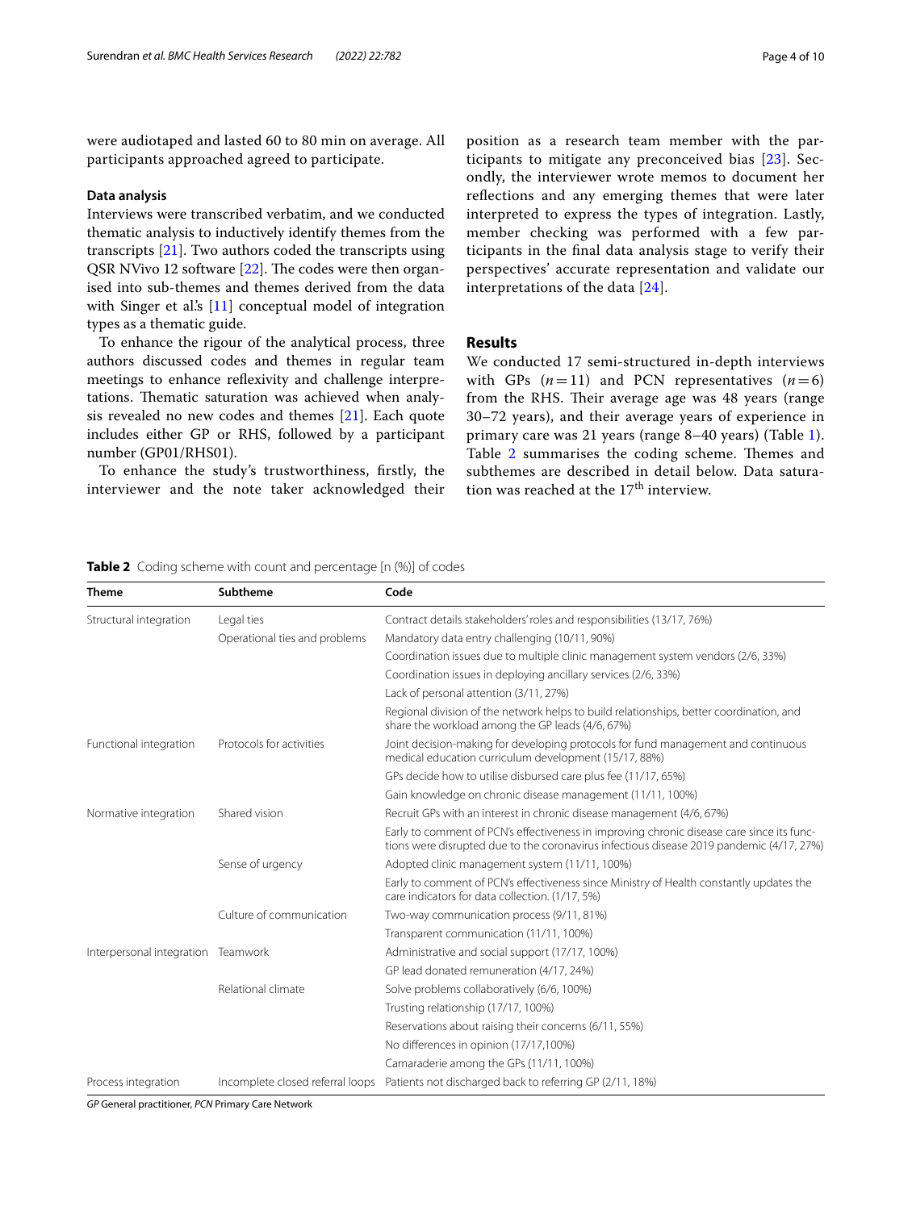were audiotaped and lasted 60 to 80 min on average. All participants approached agreed to participate.

### Data analysis

Interviews were transcribed verbatim, and we conducted thematic analysis to inductively identify themes from the transcripts [21]. Two authors coded the transcripts using QSR NVivo 12 software [22]. The codes were then organised into sub-themes and themes derived from the data with Singer et al.'s [11] conceptual model of integration types as a thematic guide.

To enhance the rigour of the analytical process, three authors discussed codes and themes in regular team meetings to enhance reflexivity and challenge interpretations. Thematic saturation was achieved when analysis revealed no new codes and themes [21]. Each quote includes either GP or RHS, followed by a participant number (GP01/RHS01).

To enhance the study's trustworthiness, firstly, the interviewer and the note taker acknowledged their position as a research team member with the participants to mitigate any preconceived bias [23]. Secondly, the interviewer wrote memos to document her reflections and any emerging themes that were later interpreted to express the types of integration. Lastly, member checking was performed with a few participants in the final data analysis stage to verify their perspectives' accurate representation and validate our interpretations of the data [24].

## Results

We conducted 17 semi-structured in-depth interviews with GPs ($n=11$) and PCN representatives ($n=6$) from the RHS. Their average age was 48 years (range 30–72 years), and their average years of experience in primary care was 21 years (range 8–40 years) (Table 1). Table 2 summarises the coding scheme. Themes and subthemes are described in detail below. Data saturation was reached at the 17$^{th}$ interview.

**Table 2** Coding scheme with count and percentage [n (%)] of codes

| Theme | Subtheme | Code |
|---|---|---|
| Structural integration | Legal ties | Contract details stakeholders' roles and responsibilities (13/17, 76%) |
| | Operational ties and problems | Mandatory data entry challenging (10/11, 90%) |
| | | Coordination issues due to multiple clinic management system vendors (2/6, 33%) |
| | | Coordination issues in deploying ancillary services (2/6, 33%) |
| | | Lack of personal attention (3/11, 27%) |
| | | Regional division of the network helps to build relationships, better coordination, and share the workload among the GP leads (4/6, 67%) |
| Functional integration | Protocols for activities | Joint decision-making for developing protocols for fund management and continuous medical education curriculum development (15/17, 88%) |
| | | GPs decide how to utilise disbursed care plus fee (11/17, 65%) |
| | | Gain knowledge on chronic disease management (11/11, 100%) |
| Normative integration | Shared vision | Recruit GPs with an interest in chronic disease management (4/6, 67%) |
| | | Early to comment of PCN's effectiveness in improving chronic disease care since its functions were disrupted due to the coronavirus infectious disease 2019 pandemic (4/17, 27%) |
| | Sense of urgency | Adopted clinic management system (11/11, 100%) |
| | | Early to comment of PCN's effectiveness since Ministry of Health constantly updates the care indicators for data collection. (1/17, 5%) |
| | Culture of communication | Two-way communication process (9/11, 81%) |
| | | Transparent communication (11/11, 100%) |
| Interpersonal integration | Teamwork | Administrative and social support (17/17, 100%) |
| | | GP lead donated remuneration (4/17, 24%) |
| | Relational climate | Solve problems collaboratively (6/6, 100%) |
| | | Trusting relationship (17/17, 100%) |
| | | Reservations about raising their concerns (6/11, 55%) |
| | | No differences in opinion (17/17,100%) |
| | | Camaraderie among the GPs (11/11, 100%) |
| Process integration | Incomplete closed referral loops | Patients not discharged back to referring GP (2/11, 18%) |

*GP* General practitioner, *PCN* Primary Care Network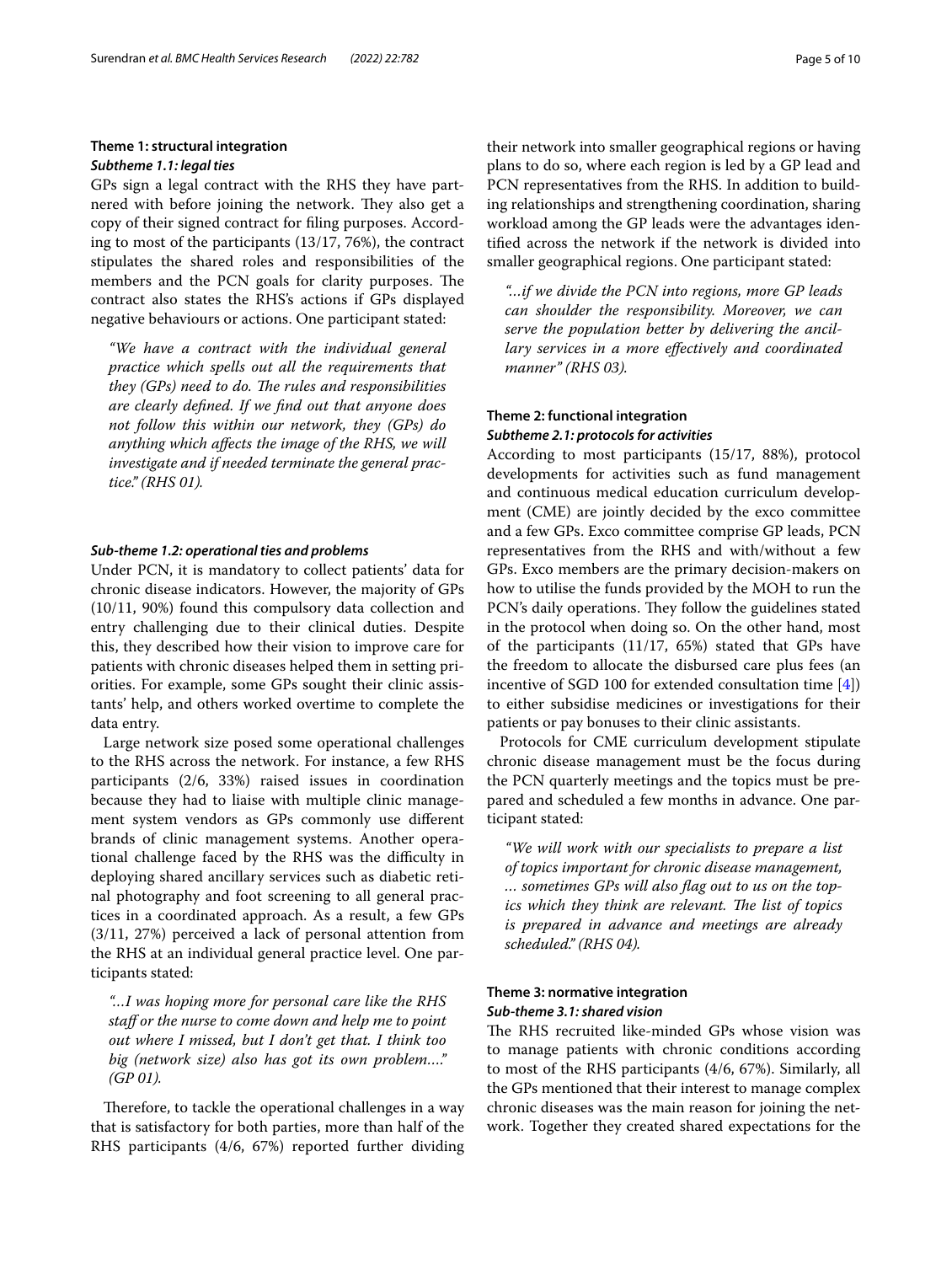### Theme 1: structural integration

#### *Subtheme 1.1: legal ties*

GPs sign a legal contract with the RHS they have partnered with before joining the network. They also get a copy of their signed contract for filing purposes. According to most of the participants (13/17, 76%), the contract stipulates the shared roles and responsibilities of the members and the PCN goals for clarity purposes. The contract also states the RHS's actions if GPs displayed negative behaviours or actions. One participant stated:

> *"We have a contract with the individual general practice which spells out all the requirements that they (GPs) need to do. The rules and responsibilities are clearly defined. If we find out that anyone does not follow this within our network, they (GPs) do anything which affects the image of the RHS, we will investigate and if needed terminate the general practice." (RHS 01).*

#### *Sub-theme 1.2: operational ties and problems*

Under PCN, it is mandatory to collect patients' data for chronic disease indicators. However, the majority of GPs (10/11, 90%) found this compulsory data collection and entry challenging due to their clinical duties. Despite this, they described how their vision to improve care for patients with chronic diseases helped them in setting priorities. For example, some GPs sought their clinic assistants' help, and others worked overtime to complete the data entry.

Large network size posed some operational challenges to the RHS across the network. For instance, a few RHS participants (2/6, 33%) raised issues in coordination because they had to liaise with multiple clinic management system vendors as GPs commonly use different brands of clinic management systems. Another operational challenge faced by the RHS was the difficulty in deploying shared ancillary services such as diabetic retinal photography and foot screening to all general practices in a coordinated approach. As a result, a few GPs (3/11, 27%) perceived a lack of personal attention from the RHS at an individual general practice level. One participants stated:

> *"...I was hoping more for personal care like the RHS staff or the nurse to come down and help me to point out where I missed, but I don't get that. I think too big (network size) also has got its own problem...." (GP 01).*

Therefore, to tackle the operational challenges in a way that is satisfactory for both parties, more than half of the RHS participants (4/6, 67%) reported further dividing their network into smaller geographical regions or having plans to do so, where each region is led by a GP lead and PCN representatives from the RHS. In addition to building relationships and strengthening coordination, sharing workload among the GP leads were the advantages identified across the network if the network is divided into smaller geographical regions. One participant stated:

> *"...if we divide the PCN into regions, more GP leads can shoulder the responsibility. Moreover, we can serve the population better by delivering the ancillary services in a more effectively and coordinated manner" (RHS 03).*

### Theme 2: functional integration

#### *Subtheme 2.1: protocols for activities*

According to most participants (15/17, 88%), protocol developments for activities such as fund management and continuous medical education curriculum development (CME) are jointly decided by the exco committee and a few GPs. Exco committee comprise GP leads, PCN representatives from the RHS and with/without a few GPs. Exco members are the primary decision-makers on how to utilise the funds provided by the MOH to run the PCN's daily operations. They follow the guidelines stated in the protocol when doing so. On the other hand, most of the participants (11/17, 65%) stated that GPs have the freedom to allocate the disbursed care plus fees (an incentive of SGD 100 for extended consultation time [4]) to either subsidise medicines or investigations for their patients or pay bonuses to their clinic assistants.

Protocols for CME curriculum development stipulate chronic disease management must be the focus during the PCN quarterly meetings and the topics must be prepared and scheduled a few months in advance. One participant stated:

> *"We will work with our specialists to prepare a list of topics important for chronic disease management, ... sometimes GPs will also flag out to us on the topics which they think are relevant. The list of topics is prepared in advance and meetings are already scheduled." (RHS 04).*

### Theme 3: normative integration

#### *Sub-theme 3.1: shared vision*

The RHS recruited like-minded GPs whose vision was to manage patients with chronic conditions according to most of the RHS participants (4/6, 67%). Similarly, all the GPs mentioned that their interest to manage complex chronic diseases was the main reason for joining the network. Together they created shared expectations for the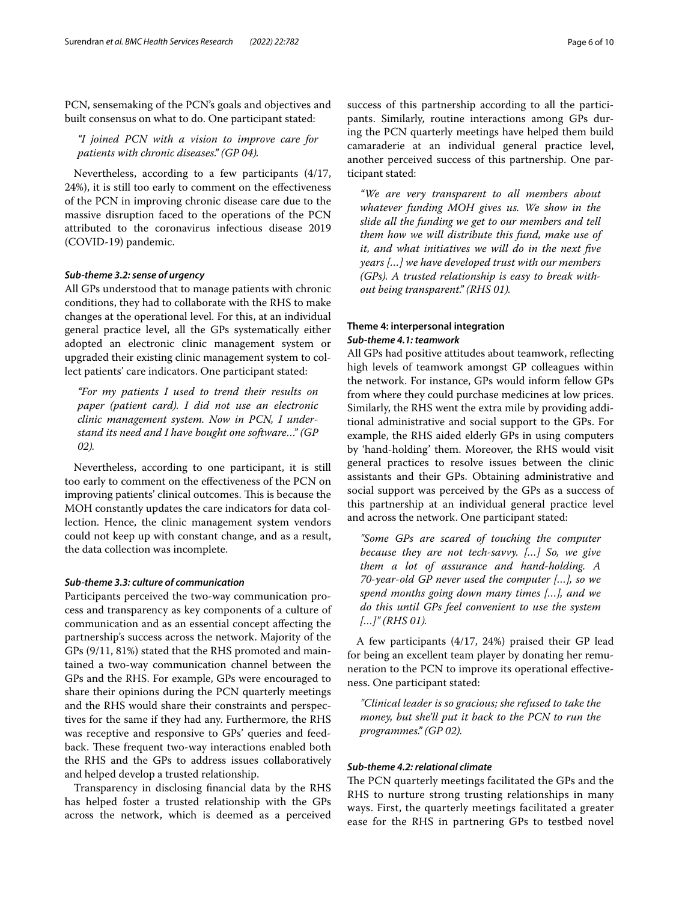PCN, sensemaking of the PCN's goals and objectives and built consensus on what to do. One participant stated:

> *"I joined PCN with a vision to improve care for patients with chronic diseases." (GP 04).*

Nevertheless, according to a few participants (4/17, 24%), it is still too early to comment on the effectiveness of the PCN in improving chronic disease care due to the massive disruption faced to the operations of the PCN attributed to the coronavirus infectious disease 2019 (COVID-19) pandemic.

#### *Sub-theme 3.2: sense of urgency*

All GPs understood that to manage patients with chronic conditions, they had to collaborate with the RHS to make changes at the operational level. For this, at an individual general practice level, all the GPs systematically either adopted an electronic clinic management system or upgraded their existing clinic management system to collect patients' care indicators. One participant stated:

> *"For my patients I used to trend their results on paper (patient card). I did not use an electronic clinic management system. Now in PCN, I understand its need and I have bought one software..." (GP 02).*

Nevertheless, according to one participant, it is still too early to comment on the effectiveness of the PCN on improving patients' clinical outcomes. This is because the MOH constantly updates the care indicators for data collection. Hence, the clinic management system vendors could not keep up with constant change, and as a result, the data collection was incomplete.

#### *Sub-theme 3.3: culture of communication*

Participants perceived the two-way communication process and transparency as key components of a culture of communication and as an essential concept affecting the partnership's success across the network. Majority of the GPs (9/11, 81%) stated that the RHS promoted and maintained a two-way communication channel between the GPs and the RHS. For example, GPs were encouraged to share their opinions during the PCN quarterly meetings and the RHS would share their constraints and perspectives for the same if they had any. Furthermore, the RHS was receptive and responsive to GPs' queries and feedback. These frequent two-way interactions enabled both the RHS and the GPs to address issues collaboratively and helped develop a trusted relationship.

Transparency in disclosing financial data by the RHS has helped foster a trusted relationship with the GPs across the network, which is deemed as a perceived success of this partnership according to all the participants. Similarly, routine interactions among GPs during the PCN quarterly meetings have helped them build camaraderie at an individual general practice level, another perceived success of this partnership. One participant stated:

> *"We are very transparent to all members about whatever funding MOH gives us. We show in the slide all the funding we get to our members and tell them how we will distribute this fund, make use of it, and what initiatives we will do in the next five years […] we have developed trust with our members (GPs). A trusted relationship is easy to break without being transparent." (RHS 01).*

### Theme 4: interpersonal integration

#### *Sub-theme 4.1: teamwork*

All GPs had positive attitudes about teamwork, reflecting high levels of teamwork amongst GP colleagues within the network. For instance, GPs would inform fellow GPs from where they could purchase medicines at low prices. Similarly, the RHS went the extra mile by providing additional administrative and social support to the GPs. For example, the RHS aided elderly GPs in using computers by 'hand-holding' them. Moreover, the RHS would visit general practices to resolve issues between the clinic assistants and their GPs. Obtaining administrative and social support was perceived by the GPs as a success of this partnership at an individual general practice level and across the network. One participant stated:

> *"Some GPs are scared of touching the computer because they are not tech-savvy. […] So, we give them a lot of assurance and hand-holding. A 70-year-old GP never used the computer […], so we spend months going down many times […], and we do this until GPs feel convenient to use the system […]" (RHS 01).*

A few participants (4/17, 24%) praised their GP lead for being an excellent team player by donating her remuneration to the PCN to improve its operational effectiveness. One participant stated:

> *"Clinical leader is so gracious; she refused to take the money, but she'll put it back to the PCN to run the programmes." (GP 02).*

#### *Sub-theme 4.2: relational climate*

The PCN quarterly meetings facilitated the GPs and the RHS to nurture strong trusting relationships in many ways. First, the quarterly meetings facilitated a greater ease for the RHS in partnering GPs to testbed novel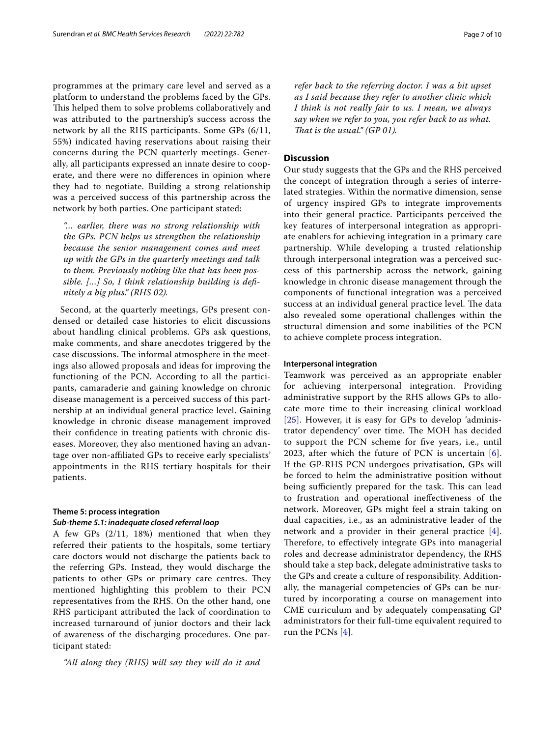programmes at the primary care level and served as a platform to understand the problems faced by the GPs. This helped them to solve problems collaboratively and was attributed to the partnership's success across the network by all the RHS participants. Some GPs (6/11, 55%) indicated having reservations about raising their concerns during the PCN quarterly meetings. Generally, all participants expressed an innate desire to cooperate, and there were no differences in opinion where they had to negotiate. Building a strong relationship was a perceived success of this partnership across the network by both parties. One participant stated:

> *"... earlier, there was no strong relationship with the GPs. PCN helps us strengthen the relationship because the senior management comes and meet up with the GPs in the quarterly meetings and talk to them. Previously nothing like that has been possible. [...] So, I think relationship building is definitely a big plus." (RHS 02).*

Second, at the quarterly meetings, GPs present condensed or detailed case histories to elicit discussions about handling clinical problems. GPs ask questions, make comments, and share anecdotes triggered by the case discussions. The informal atmosphere in the meetings also allowed proposals and ideas for improving the functioning of the PCN. According to all the participants, camaraderie and gaining knowledge on chronic disease management is a perceived success of this partnership at an individual general practice level. Gaining knowledge in chronic disease management improved their confidence in treating patients with chronic diseases. Moreover, they also mentioned having an advantage over non-affiliated GPs to receive early specialists' appointments in the RHS tertiary hospitals for their patients.

#### Theme 5: process integration

##### *Sub-theme 5.1: inadequate closed referral loop*

A few GPs (2/11, 18%) mentioned that when they referred their patients to the hospitals, some tertiary care doctors would not discharge the patients back to the referring GPs. Instead, they would discharge the patients to other GPs or primary care centres. They mentioned highlighting this problem to their PCN representatives from the RHS. On the other hand, one RHS participant attributed the lack of coordination to increased turnaround of junior doctors and their lack of awareness of the discharging procedures. One participant stated:

> *"All along they (RHS) will say they will do it and refer back to the referring doctor. I was a bit upset as I said because they refer to another clinic which I think is not really fair to us. I mean, we always say when we refer to you, you refer back to us what. That is the usual." (GP 01).*

## Discussion

Our study suggests that the GPs and the RHS perceived the concept of integration through a series of interrelated strategies. Within the normative dimension, sense of urgency inspired GPs to integrate improvements into their general practice. Participants perceived the key features of interpersonal integration as appropriate enablers for achieving integration in a primary care partnership. While developing a trusted relationship through interpersonal integration was a perceived success of this partnership across the network, gaining knowledge in chronic disease management through the components of functional integration was a perceived success at an individual general practice level. The data also revealed some operational challenges within the structural dimension and some inabilities of the PCN to achieve complete process integration.

#### Interpersonal integration

Teamwork was perceived as an appropriate enabler for achieving interpersonal integration. Providing administrative support by the RHS allows GPs to allocate more time to their increasing clinical workload [25]. However, it is easy for GPs to develop 'administrator dependency' over time. The MOH has decided to support the PCN scheme for five years, i.e., until 2023, after which the future of PCN is uncertain [6]. If the GP-RHS PCN undergoes privatisation, GPs will be forced to helm the administrative position without being sufficiently prepared for the task. This can lead to frustration and operational ineffectiveness of the network. Moreover, GPs might feel a strain taking on dual capacities, i.e., as an administrative leader of the network and a provider in their general practice [4]. Therefore, to effectively integrate GPs into managerial roles and decrease administrator dependency, the RHS should take a step back, delegate administrative tasks to the GPs and create a culture of responsibility. Additionally, the managerial competencies of GPs can be nurtured by incorporating a course on management into CME curriculum and by adequately compensating GP administrators for their full-time equivalent required to run the PCNs [4].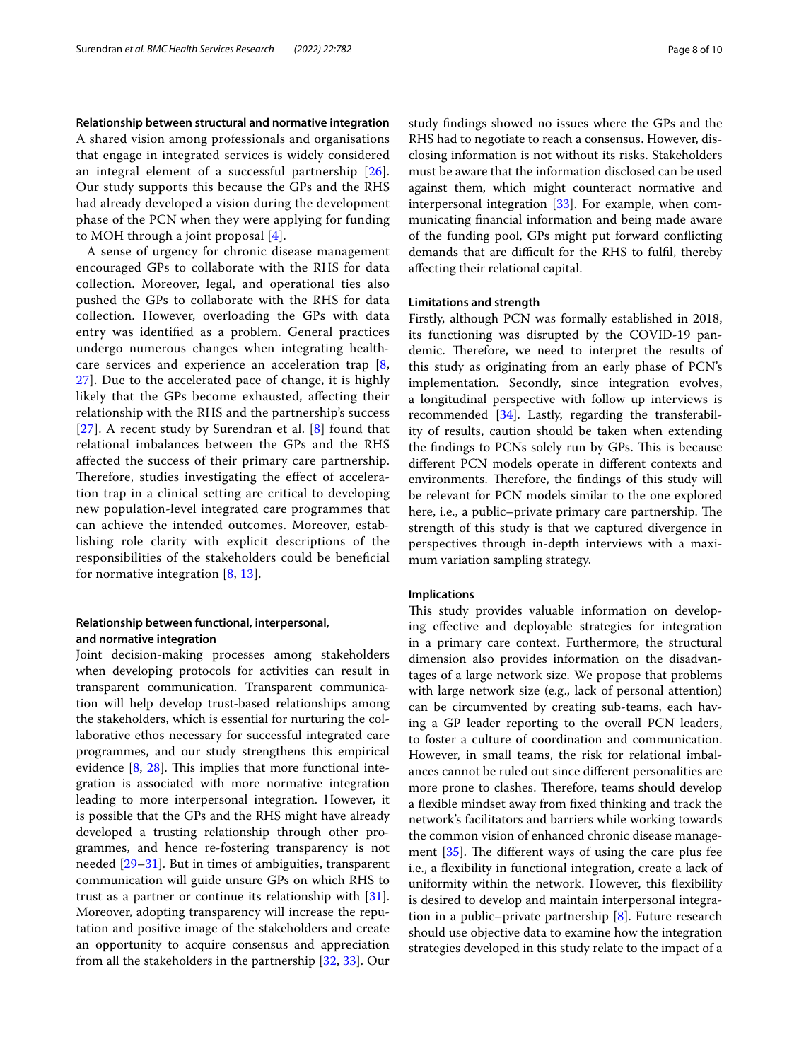### Relationship between structural and normative integration

A shared vision among professionals and organisations that engage in integrated services is widely considered an integral element of a successful partnership [26]. Our study supports this because the GPs and the RHS had already developed a vision during the development phase of the PCN when they were applying for funding to MOH through a joint proposal [4].

A sense of urgency for chronic disease management encouraged GPs to collaborate with the RHS for data collection. Moreover, legal, and operational ties also pushed the GPs to collaborate with the RHS for data collection. However, overloading the GPs with data entry was identified as a problem. General practices undergo numerous changes when integrating healthcare services and experience an acceleration trap [8, 27]. Due to the accelerated pace of change, it is highly likely that the GPs become exhausted, affecting their relationship with the RHS and the partnership's success [27]. A recent study by Surendran et al. [8] found that relational imbalances between the GPs and the RHS affected the success of their primary care partnership. Therefore, studies investigating the effect of acceleration trap in a clinical setting are critical to developing new population-level integrated care programmes that can achieve the intended outcomes. Moreover, establishing role clarity with explicit descriptions of the responsibilities of the stakeholders could be beneficial for normative integration [8, 13].

### Relationship between functional, interpersonal, and normative integration

Joint decision-making processes among stakeholders when developing protocols for activities can result in transparent communication. Transparent communication will help develop trust-based relationships among the stakeholders, which is essential for nurturing the collaborative ethos necessary for successful integrated care programmes, and our study strengthens this empirical evidence [8, 28]. This implies that more functional integration is associated with more normative integration leading to more interpersonal integration. However, it is possible that the GPs and the RHS might have already developed a trusting relationship through other programmes, and hence re-fostering transparency is not needed [29–31]. But in times of ambiguities, transparent communication will guide unsure GPs on which RHS to trust as a partner or continue its relationship with [31]. Moreover, adopting transparency will increase the reputation and positive image of the stakeholders and create an opportunity to acquire consensus and appreciation from all the stakeholders in the partnership [32, 33]. Our study findings showed no issues where the GPs and the RHS had to negotiate to reach a consensus. However, disclosing information is not without its risks. Stakeholders must be aware that the information disclosed can be used against them, which might counteract normative and interpersonal integration [33]. For example, when communicating financial information and being made aware of the funding pool, GPs might put forward conflicting demands that are difficult for the RHS to fulfil, thereby affecting their relational capital.

### Limitations and strength

Firstly, although PCN was formally established in 2018, its functioning was disrupted by the COVID-19 pandemic. Therefore, we need to interpret the results of this study as originating from an early phase of PCN's implementation. Secondly, since integration evolves, a longitudinal perspective with follow up interviews is recommended [34]. Lastly, regarding the transferability of results, caution should be taken when extending the findings to PCNs solely run by GPs. This is because different PCN models operate in different contexts and environments. Therefore, the findings of this study will be relevant for PCN models similar to the one explored here, i.e., a public–private primary care partnership. The strength of this study is that we captured divergence in perspectives through in-depth interviews with a maximum variation sampling strategy.

### Implications

This study provides valuable information on developing effective and deployable strategies for integration in a primary care context. Furthermore, the structural dimension also provides information on the disadvantages of a large network size. We propose that problems with large network size (e.g., lack of personal attention) can be circumvented by creating sub-teams, each having a GP leader reporting to the overall PCN leaders, to foster a culture of coordination and communication. However, in small teams, the risk for relational imbalances cannot be ruled out since different personalities are more prone to clashes. Therefore, teams should develop a flexible mindset away from fixed thinking and track the network's facilitators and barriers while working towards the common vision of enhanced chronic disease management [35]. The different ways of using the care plus fee i.e., a flexibility in functional integration, create a lack of uniformity within the network. However, this flexibility is desired to develop and maintain interpersonal integration in a public–private partnership [8]. Future research should use objective data to examine how the integration strategies developed in this study relate to the impact of a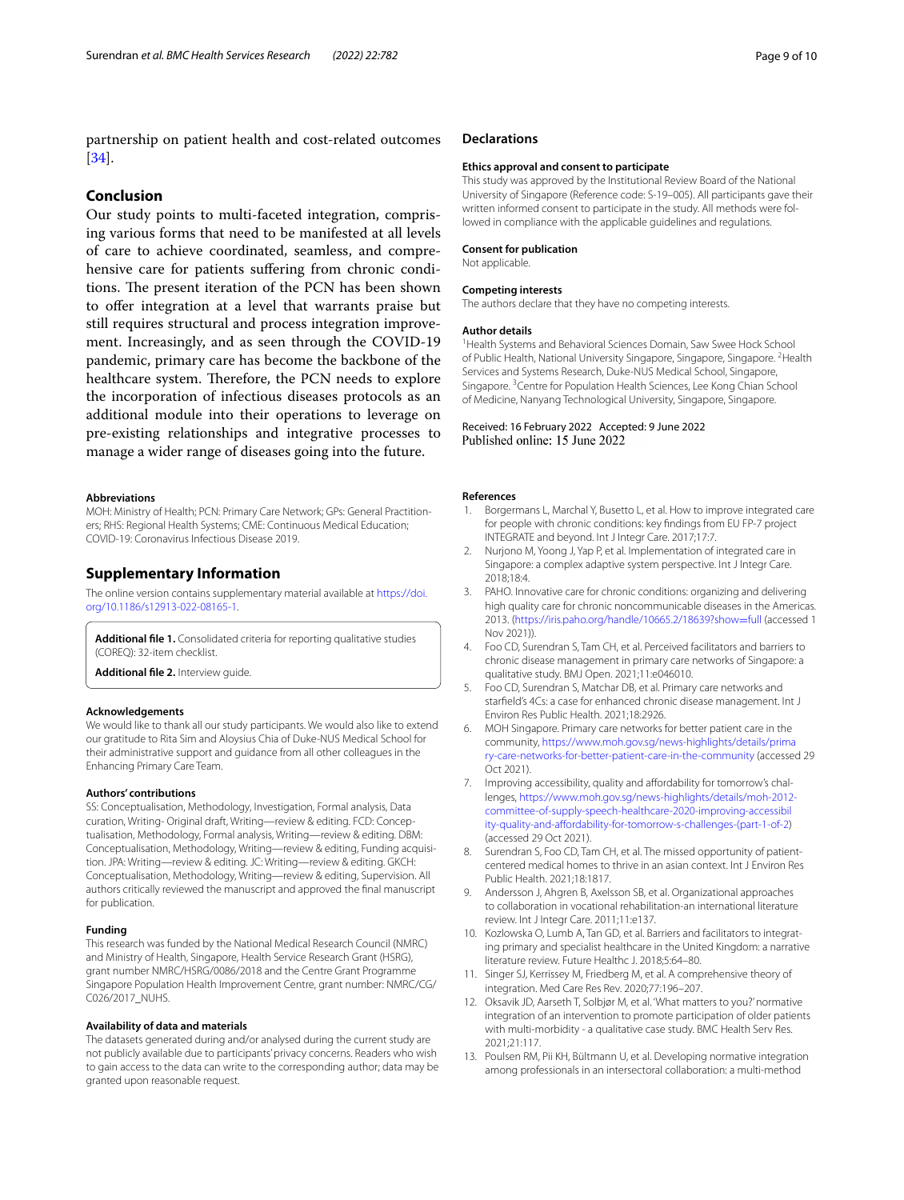partnership on patient health and cost-related outcomes [34].

## Conclusion

Our study points to multi-faceted integration, comprising various forms that need to be manifested at all levels of care to achieve coordinated, seamless, and comprehensive care for patients suffering from chronic conditions. The present iteration of the PCN has been shown to offer integration at a level that warrants praise but still requires structural and process integration improvement. Increasingly, and as seen through the COVID-19 pandemic, primary care has become the backbone of the healthcare system. Therefore, the PCN needs to explore the incorporation of infectious diseases protocols as an additional module into their operations to leverage on pre-existing relationships and integrative processes to manage a wider range of diseases going into the future.

#### Abbreviations

MOH: Ministry of Health; PCN: Primary Care Network; GPs: General Practitioners; RHS: Regional Health Systems; CME: Continuous Medical Education; COVID-19: Coronavirus Infectious Disease 2019.

## Supplementary Information

The online version contains supplementary material available at https://doi.org/10.1186/s12913-022-08165-1.

**Additional file 1.** Consolidated criteria for reporting qualitative studies (COREQ): 32-item checklist.

**Additional file 2.** Interview guide.

#### Acknowledgements

We would like to thank all our study participants. We would also like to extend our gratitude to Rita Sim and Aloysius Chia of Duke-NUS Medical School for their administrative support and guidance from all other colleagues in the Enhancing Primary Care Team.

#### Authors' contributions

SS: Conceptualisation, Methodology, Investigation, Formal analysis, Data curation, Writing- Original draft, Writing—review & editing. FCD: Conceptualisation, Methodology, Formal analysis, Writing—review & editing. DBM: Conceptualisation, Methodology, Writing—review & editing, Funding acquisition. JPA: Writing—review & editing. JC: Writing—review & editing. GKCH: Conceptualisation, Methodology, Writing—review & editing, Supervision. All authors critically reviewed the manuscript and approved the final manuscript for publication.

#### Funding

This research was funded by the National Medical Research Council (NMRC) and Ministry of Health, Singapore, Health Service Research Grant (HSRG), grant number NMRC/HSRG/0086/2018 and the Centre Grant Programme Singapore Population Health Improvement Centre, grant number: NMRC/CG/C026/2017_NUHS.

#### Availability of data and materials

The datasets generated during and/or analysed during the current study are not publicly available due to participants' privacy concerns. Readers who wish to gain access to the data can write to the corresponding author; data may be granted upon reasonable request.

## Declarations

#### Ethics approval and consent to participate

This study was approved by the Institutional Review Board of the National University of Singapore (Reference code: S-19–005). All participants gave their written informed consent to participate in the study. All methods were followed in compliance with the applicable guidelines and regulations.

#### Consent for publication

Not applicable.

#### Competing interests

The authors declare that they have no competing interests.

#### Author details

[1]Health Systems and Behavioral Sciences Domain, Saw Swee Hock School of Public Health, National University Singapore, Singapore, Singapore. [2]Health Services and Systems Research, Duke-NUS Medical School, Singapore, Singapore. [3]Centre for Population Health Sciences, Lee Kong Chian School of Medicine, Nanyang Technological University, Singapore, Singapore.

Received: 16 February 2022 Accepted: 9 June 2022
Published online: 15 June 2022

#### References

1. Borgermans L, Marchal Y, Busetto L, et al. How to improve integrated care for people with chronic conditions: key findings from EU FP-7 project INTEGRATE and beyond. Int J Integr Care. 2017;17:7.
2. Nurjono M, Yoong J, Yap P, et al. Implementation of integrated care in Singapore: a complex adaptive system perspective. Int J Integr Care. 2018;18:4.
3. PAHO. Innovative care for chronic conditions: organizing and delivering high quality care for chronic noncommunicable diseases in the Americas. 2013. (https://iris.paho.org/handle/10665.2/18639?show=full (accessed 1 Nov 2021)).
4. Foo CD, Surendran S, Tam CH, et al. Perceived facilitators and barriers to chronic disease management in primary care networks of Singapore: a qualitative study. BMJ Open. 2021;11:e046010.
5. Foo CD, Surendran S, Matchar DB, et al. Primary care networks and starfield's 4Cs: a case for enhanced chronic disease management. Int J Environ Res Public Health. 2021;18:2926.
6. MOH Singapore. Primary care networks for better patient care in the community, https://www.moh.gov.sg/news-highlights/details/primary-care-networks-for-better-patient-care-in-the-community (accessed 29 Oct 2021).
7. Improving accessibility, quality and affordability for tomorrow's challenges, https://www.moh.gov.sg/news-highlights/details/moh-2012-committee-of-supply-speech-healthcare-2020-improving-accessibility-quality-and-affordability-for-tomorrow-s-challenges-(part-1-of-2) (accessed 29 Oct 2021).
8. Surendran S, Foo CD, Tam CH, et al. The missed opportunity of patient-centered medical homes to thrive in an asian context. Int J Environ Res Public Health. 2021;18:1817.
9. Andersson J, Ahgren B, Axelsson SB, et al. Organizational approaches to collaboration in vocational rehabilitation-an international literature review. Int J Integr Care. 2011;11:e137.
10. Kozlowska O, Lumb A, Tan GD, et al. Barriers and facilitators to integrating primary and specialist healthcare in the United Kingdom: a narrative literature review. Future Healthc J. 2018;5:64–80.
11. Singer SJ, Kerrissey M, Friedberg M, et al. A comprehensive theory of integration. Med Care Res Rev. 2020;77:196–207.
12. Oksavik JD, Aarseth T, Solbjør M, et al. 'What matters to you?' normative integration of an intervention to promote participation of older patients with multi-morbidity - a qualitative case study. BMC Health Serv Res. 2021;21:117.
13. Poulsen RM, Pii KH, Bültmann U, et al. Developing normative integration among professionals in an intersectoral collaboration: a multi-method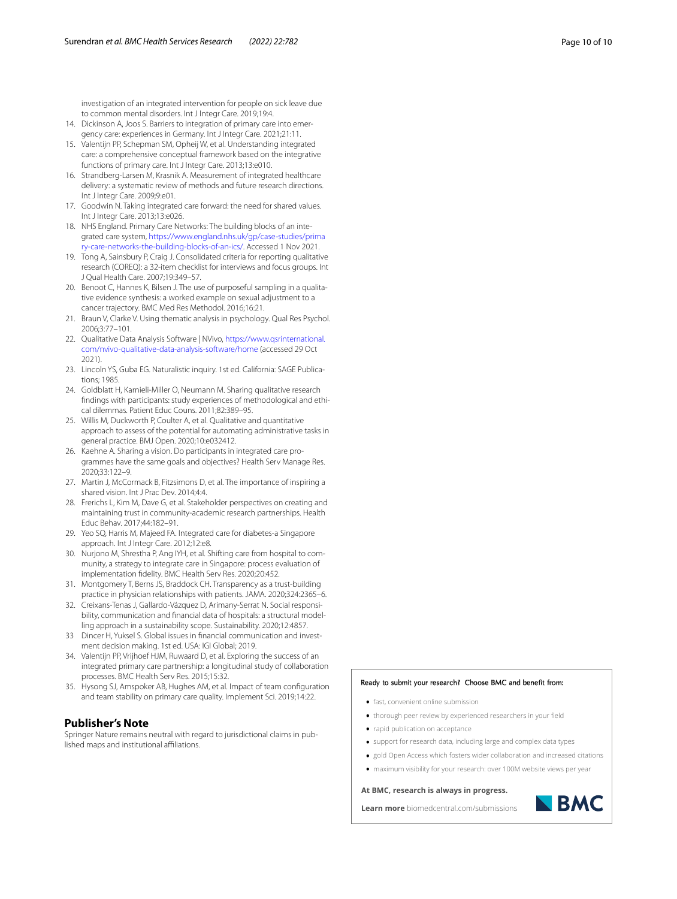investigation of an integrated intervention for people on sick leave due to common mental disorders. Int J Integr Care. 2019;19:4.

14. Dickinson A, Joos S. Barriers to integration of primary care into emergency care: experiences in Germany. Int J Integr Care. 2021;21:11.
15. Valentijn PP, Schepman SM, Opheij W, et al. Understanding integrated care: a comprehensive conceptual framework based on the integrative functions of primary care. Int J Integr Care. 2013;13:e010.
16. Strandberg-Larsen M, Krasnik A. Measurement of integrated healthcare delivery: a systematic review of methods and future research directions. Int J Integr Care. 2009;9:e01.
17. Goodwin N. Taking integrated care forward: the need for shared values. Int J Integr Care. 2013;13:e026.
18. NHS England. Primary Care Networks: The building blocks of an integrated care system, https://www.england.nhs.uk/gp/case-studies/primary-care-networks-the-building-blocks-of-an-ics/. Accessed 1 Nov 2021.
19. Tong A, Sainsbury P, Craig J. Consolidated criteria for reporting qualitative research (COREQ): a 32-item checklist for interviews and focus groups. Int J Qual Health Care. 2007;19:349–57.
20. Benoot C, Hannes K, Bilsen J. The use of purposeful sampling in a qualitative evidence synthesis: a worked example on sexual adjustment to a cancer trajectory. BMC Med Res Methodol. 2016;16:21.
21. Braun V, Clarke V. Using thematic analysis in psychology. Qual Res Psychol. 2006;3:77–101.
22. Qualitative Data Analysis Software | NVivo, https://www.qsrinternational.com/nvivo-qualitative-data-analysis-software/home (accessed 29 Oct 2021).
23. Lincoln YS, Guba EG. Naturalistic inquiry. 1st ed. California: SAGE Publications; 1985.
24. Goldblatt H, Karnieli-Miller O, Neumann M. Sharing qualitative research findings with participants: study experiences of methodological and ethical dilemmas. Patient Educ Couns. 2011;82:389–95.
25. Willis M, Duckworth P, Coulter A, et al. Qualitative and quantitative approach to assess of the potential for automating administrative tasks in general practice. BMJ Open. 2020;10:e032412.
26. Kaehne A. Sharing a vision. Do participants in integrated care programmes have the same goals and objectives? Health Serv Manage Res. 2020;33:122–9.
27. Martin J, McCormack B, Fitzsimons D, et al. The importance of inspiring a shared vision. Int J Prac Dev. 2014;4:4.
28. Frerichs L, Kim M, Dave G, et al. Stakeholder perspectives on creating and maintaining trust in community-academic research partnerships. Health Educ Behav. 2017;44:182–91.
29. Yeo SQ, Harris M, Majeed FA. Integrated care for diabetes-a Singapore approach. Int J Integr Care. 2012;12:e8.
30. Nurjono M, Shrestha P, Ang IYH, et al. Shifting care from hospital to community, a strategy to integrate care in Singapore: process evaluation of implementation fidelity. BMC Health Serv Res. 2020;20:452.
31. Montgomery T, Berns JS, Braddock CH. Transparency as a trust-building practice in physician relationships with patients. JAMA. 2020;324:2365–6.
32. Creixans-Tenas J, Gallardo-Vázquez D, Arimany-Serrat N. Social responsibility, communication and financial data of hospitals: a structural modelling approach in a sustainability scope. Sustainability. 2020;12:4857.
33. Dincer H, Yuksel S. Global issues in financial communication and investment decision making. 1st ed. USA: IGI Global; 2019.
34. Valentijn PP, Vrijhoef HJM, Ruwaard D, et al. Exploring the success of an integrated primary care partnership: a longitudinal study of collaboration processes. BMC Health Serv Res. 2015;15:32.
35. Hysong SJ, Amspoker AB, Hughes AM, et al. Impact of team configuration and team stability on primary care quality. Implement Sci. 2019;14:22.

## Publisher's Note

Springer Nature remains neutral with regard to jurisdictional claims in published maps and institutional affiliations.

Ready to submit your research? Choose BMC and benefit from:

- fast, convenient online submission
- thorough peer review by experienced researchers in your field
- rapid publication on acceptance
- support for research data, including large and complex data types
- gold Open Access which fosters wider collaboration and increased citations
- maximum visibility for your research: over 100M website views per year

**At BMC, research is always in progress.**

**Learn more** biomedcentral.com/submissions

BMC